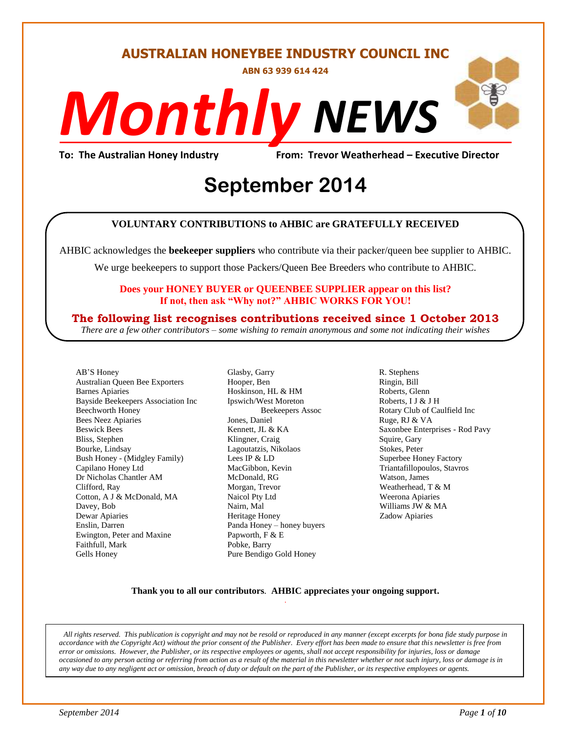# AUSTRALIAN HONEYBEE INDUSTRY COUNCIL INC

**ABN 63 939 614 424**

# *Monthly* *NEWS*

**To: The Australian Honey Industry** **From: Trevor Weatherhead – Executive Director**

## September 2014

**VOLUNTARY CONTRIBUTIONS to AHBIC are GRATEFULLY RECEIVED**

AHBIC acknowledges the **beekeeper suppliers** who contribute via their packer/queen bee supplier to AHBIC.

We urge beekeepers to support those Packers/Queen Bee Breeders who contribute to AHBIC.

**Does your HONEY BUYER or QUEENBEE SUPPLIER appear on this list?**
**If not, then ask "Why not?" AHBIC WORKS FOR YOU!**

**The following list recognises contributions received since 1 October 2013**

*There are a few other contributors – some wishing to remain anonymous and some not indicating their wishes*

AB'S Honey
Australian Queen Bee Exporters
Barnes Apiaries
Bayside Beekeepers Association Inc
Beechworth Honey
Bees Neez Apiaries
Beswick Bees
Bliss, Stephen
Bourke, Lindsay
Bush Honey - (Midgley Family)
Capilano Honey Ltd
Dr Nicholas Chantler AM
Clifford, Ray
Cotton, A J & McDonald, MA
Davey, Bob
Dewar Apiaries
Enslin, Darren
Ewington, Peter and Maxine
Faithfull, Mark
Gells Honey
Glasby, Garry
Hooper, Ben
Hoskinson, HL & HM
Ipswich/West Moreton Beekeepers Assoc
Jones, Daniel
Kennett, JL & KA
Klingner, Craig
Lagoutatzis, Nikolaos
Lees IP & LD
MacGibbon, Kevin
McDonald, RG
Morgan, Trevor
Naicol Pty Ltd
Nairn, Mal
Heritage Honey
Panda Honey – honey buyers
Papworth, F & E
Pobke, Barry
Pure Bendigo Gold Honey
R. Stephens
Ringin, Bill
Roberts, Glenn
Roberts, I J & J H
Rotary Club of Caulfield Inc
Ruge, RJ & VA
Saxonbee Enterprises - Rod Pavy
Squire, Gary
Stokes, Peter
Superbee Honey Factory
Triantafillopoulos, Stavros
Watson, James
Weatherhead, T & M
Weerona Apiaries
Williams JW & MA
Zadow Apiaries

**Thank you to all our contributors**. **AHBIC appreciates your ongoing support.**

*All rights reserved. This publication is copyright and may not be resold or reproduced in any manner (except excerpts for bona fide study purpose in accordance with the Copyright Act) without the prior consent of the Publisher. Every effort has been made to ensure that this newsletter is free from error or omissions. However, the Publisher, or its respective employees or agents, shall not accept responsibility for injuries, loss or damage occasioned to any person acting or referring from action as a result of the material in this newsletter whether or not such injury, loss or damage is in any way due to any negligent act or omission, breach of duty or default on the part of the Publisher, or its respective employees or agents.*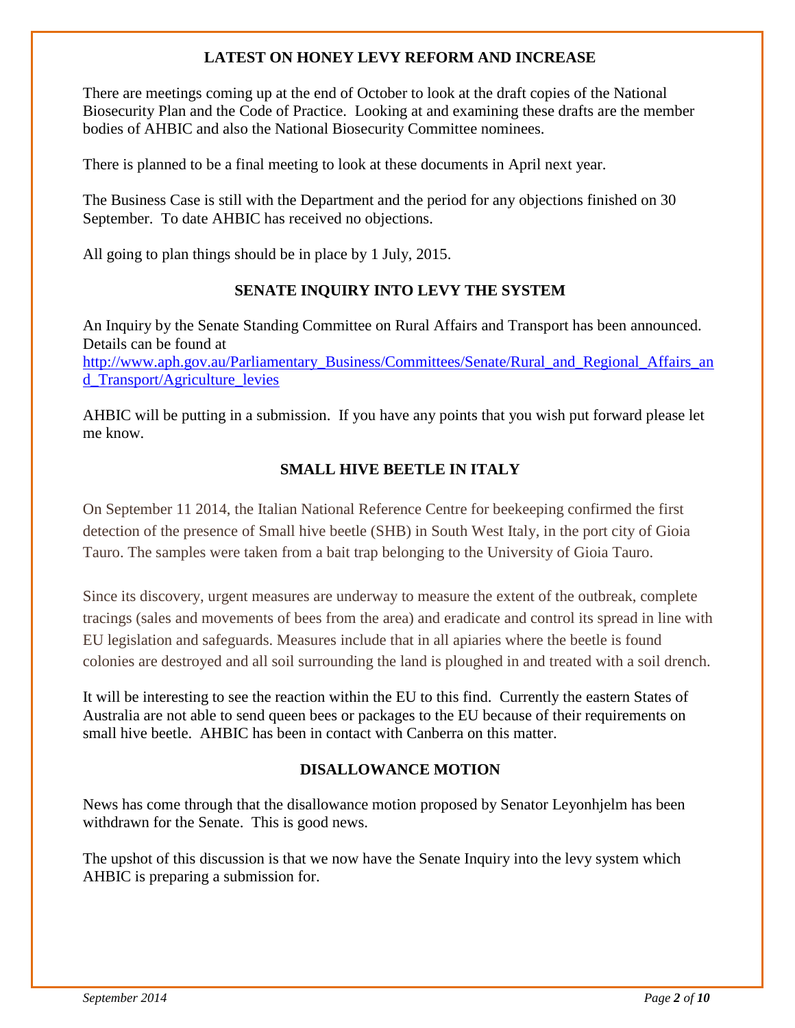## LATEST ON HONEY LEVY REFORM AND INCREASE

There are meetings coming up at the end of October to look at the draft copies of the National Biosecurity Plan and the Code of Practice. Looking at and examining these drafts are the member bodies of AHBIC and also the National Biosecurity Committee nominees.

There is planned to be a final meeting to look at these documents in April next year.

The Business Case is still with the Department and the period for any objections finished on 30 September. To date AHBIC has received no objections.

All going to plan things should be in place by 1 July, 2015.

## SENATE INQUIRY INTO LEVY THE SYSTEM

An Inquiry by the Senate Standing Committee on Rural Affairs and Transport has been announced. Details can be found at
[http://www.aph.gov.au/Parliamentary_Business/Committees/Senate/Rural_and_Regional_Affairs_and_Transport/Agriculture_levies](http://www.aph.gov.au/Parliamentary_Business/Committees/Senate/Rural_and_Regional_Affairs_and_Transport/Agriculture_levies)

AHBIC will be putting in a submission. If you have any points that you wish put forward please let me know.

## SMALL HIVE BEETLE IN ITALY

On September 11 2014, the Italian National Reference Centre for beekeeping confirmed the first detection of the presence of Small hive beetle (SHB) in South West Italy, in the port city of Gioia Tauro. The samples were taken from a bait trap belonging to the University of Gioia Tauro.

Since its discovery, urgent measures are underway to measure the extent of the outbreak, complete tracings (sales and movements of bees from the area) and eradicate and control its spread in line with EU legislation and safeguards. Measures include that in all apiaries where the beetle is found colonies are destroyed and all soil surrounding the land is ploughed in and treated with a soil drench.

It will be interesting to see the reaction within the EU to this find. Currently the eastern States of Australia are not able to send queen bees or packages to the EU because of their requirements on small hive beetle. AHBIC has been in contact with Canberra on this matter.

## DISALLOWANCE MOTION

News has come through that the disallowance motion proposed by Senator Leyonhjelm has been withdrawn for the Senate. This is good news.

The upshot of this discussion is that we now have the Senate Inquiry into the levy system which AHBIC is preparing a submission for.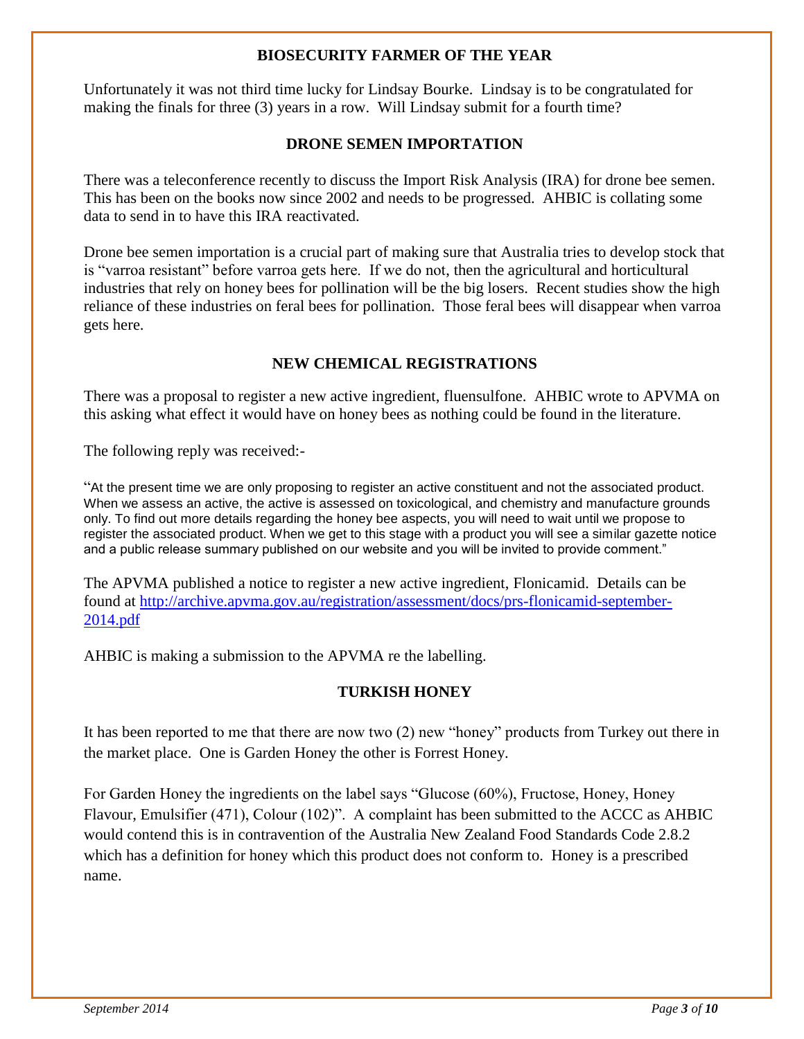## BIOSECURITY FARMER OF THE YEAR

Unfortunately it was not third time lucky for Lindsay Bourke. Lindsay is to be congratulated for making the finals for three (3) years in a row. Will Lindsay submit for a fourth time?

## DRONE SEMEN IMPORTATION

There was a teleconference recently to discuss the Import Risk Analysis (IRA) for drone bee semen. This has been on the books now since 2002 and needs to be progressed. AHBIC is collating some data to send in to have this IRA reactivated.

Drone bee semen importation is a crucial part of making sure that Australia tries to develop stock that is "varroa resistant" before varroa gets here. If we do not, then the agricultural and horticultural industries that rely on honey bees for pollination will be the big losers. Recent studies show the high reliance of these industries on feral bees for pollination. Those feral bees will disappear when varroa gets here.

## NEW CHEMICAL REGISTRATIONS

There was a proposal to register a new active ingredient, fluensulfone. AHBIC wrote to APVMA on this asking what effect it would have on honey bees as nothing could be found in the literature.

The following reply was received:-

"At the present time we are only proposing to register an active constituent and not the associated product. When we assess an active, the active is assessed on toxicological, and chemistry and manufacture grounds only. To find out more details regarding the honey bee aspects, you will need to wait until we propose to register the associated product. When we get to this stage with a product you will see a similar gazette notice and a public release summary published on our website and you will be invited to provide comment."

The APVMA published a notice to register a new active ingredient, Flonicamid. Details can be found at http://archive.apvma.gov.au/registration/assessment/docs/prs-flonicamid-september-2014.pdf

AHBIC is making a submission to the APVMA re the labelling.

## TURKISH HONEY

It has been reported to me that there are now two (2) new "honey" products from Turkey out there in the market place. One is Garden Honey the other is Forrest Honey.

For Garden Honey the ingredients on the label says "Glucose (60%), Fructose, Honey, Honey Flavour, Emulsifier (471), Colour (102)". A complaint has been submitted to the ACCC as AHBIC would contend this is in contravention of the Australia New Zealand Food Standards Code 2.8.2 which has a definition for honey which this product does not conform to. Honey is a prescribed name.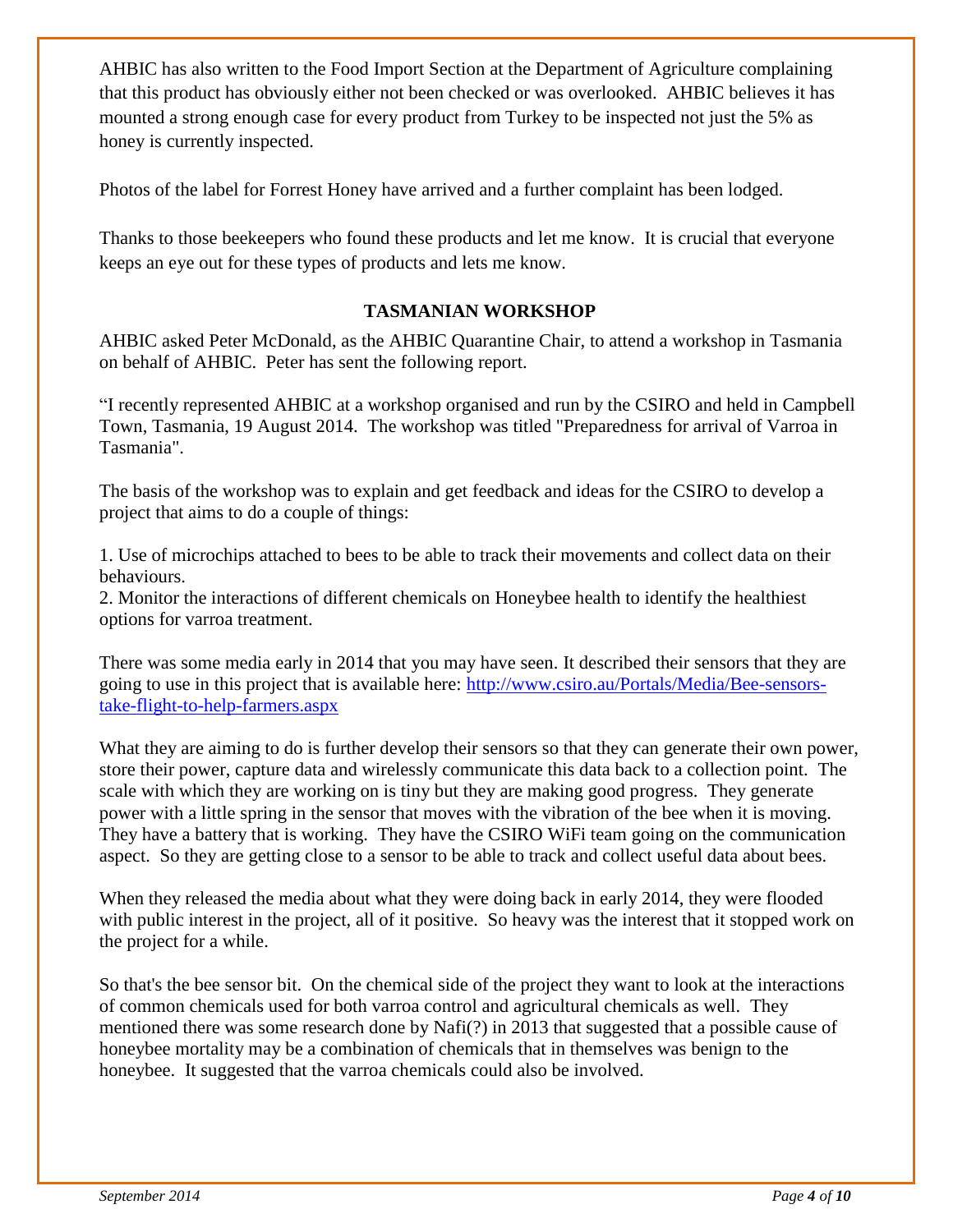AHBIC has also written to the Food Import Section at the Department of Agriculture complaining that this product has obviously either not been checked or was overlooked. AHBIC believes it has mounted a strong enough case for every product from Turkey to be inspected not just the 5% as honey is currently inspected.

Photos of the label for Forrest Honey have arrived and a further complaint has been lodged.

Thanks to those beekeepers who found these products and let me know. It is crucial that everyone keeps an eye out for these types of products and lets me know.

## TASMANIAN WORKSHOP

AHBIC asked Peter McDonald, as the AHBIC Quarantine Chair, to attend a workshop in Tasmania on behalf of AHBIC. Peter has sent the following report.

"I recently represented AHBIC at a workshop organised and run by the CSIRO and held in Campbell Town, Tasmania, 19 August 2014. The workshop was titled "Preparedness for arrival of Varroa in Tasmania".

The basis of the workshop was to explain and get feedback and ideas for the CSIRO to develop a project that aims to do a couple of things:

1. Use of microchips attached to bees to be able to track their movements and collect data on their behaviours.
2. Monitor the interactions of different chemicals on Honeybee health to identify the healthiest options for varroa treatment.

There was some media early in 2014 that you may have seen. It described their sensors that they are going to use in this project that is available here: [http://www.csiro.au/Portals/Media/Bee-sensors-take-flight-to-help-farmers.aspx](http://www.csiro.au/Portals/Media/Bee-sensors-take-flight-to-help-farmers.aspx)

What they are aiming to do is further develop their sensors so that they can generate their own power, store their power, capture data and wirelessly communicate this data back to a collection point. The scale with which they are working on is tiny but they are making good progress. They generate power with a little spring in the sensor that moves with the vibration of the bee when it is moving. They have a battery that is working. They have the CSIRO WiFi team going on the communication aspect. So they are getting close to a sensor to be able to track and collect useful data about bees.

When they released the media about what they were doing back in early 2014, they were flooded with public interest in the project, all of it positive. So heavy was the interest that it stopped work on the project for a while.

So that's the bee sensor bit. On the chemical side of the project they want to look at the interactions of common chemicals used for both varroa control and agricultural chemicals as well. They mentioned there was some research done by Nafi(?) in 2013 that suggested that a possible cause of honeybee mortality may be a combination of chemicals that in themselves was benign to the honeybee. It suggested that the varroa chemicals could also be involved.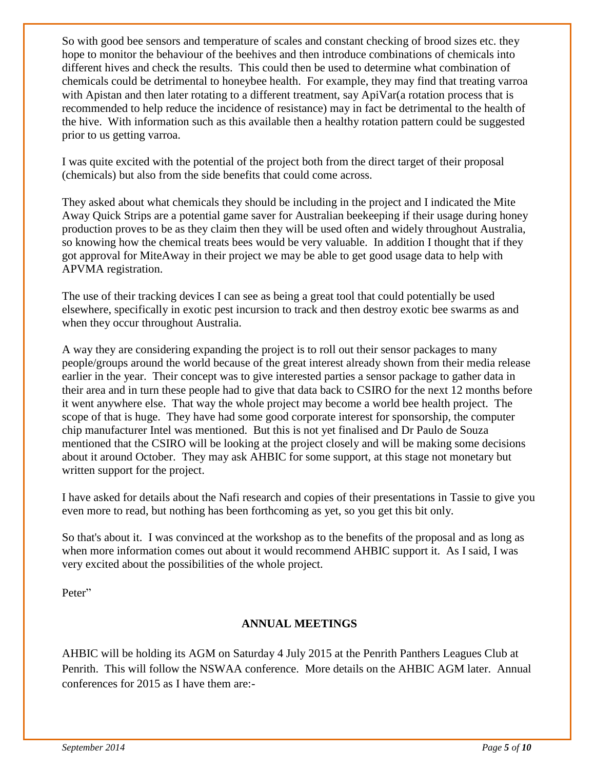So with good bee sensors and temperature of scales and constant checking of brood sizes etc. they hope to monitor the behaviour of the beehives and then introduce combinations of chemicals into different hives and check the results. This could then be used to determine what combination of chemicals could be detrimental to honeybee health. For example, they may find that treating varroa with Apistan and then later rotating to a different treatment, say ApiVar(a rotation process that is recommended to help reduce the incidence of resistance) may in fact be detrimental to the health of the hive. With information such as this available then a healthy rotation pattern could be suggested prior to us getting varroa.

I was quite excited with the potential of the project both from the direct target of their proposal (chemicals) but also from the side benefits that could come across.

They asked about what chemicals they should be including in the project and I indicated the Mite Away Quick Strips are a potential game saver for Australian beekeeping if their usage during honey production proves to be as they claim then they will be used often and widely throughout Australia, so knowing how the chemical treats bees would be very valuable. In addition I thought that if they got approval for MiteAway in their project we may be able to get good usage data to help with APVMA registration.

The use of their tracking devices I can see as being a great tool that could potentially be used elsewhere, specifically in exotic pest incursion to track and then destroy exotic bee swarms as and when they occur throughout Australia.

A way they are considering expanding the project is to roll out their sensor packages to many people/groups around the world because of the great interest already shown from their media release earlier in the year. Their concept was to give interested parties a sensor package to gather data in their area and in turn these people had to give that data back to CSIRO for the next 12 months before it went anywhere else. That way the whole project may become a world bee health project. The scope of that is huge. They have had some good corporate interest for sponsorship, the computer chip manufacturer Intel was mentioned. But this is not yet finalised and Dr Paulo de Souza mentioned that the CSIRO will be looking at the project closely and will be making some decisions about it around October. They may ask AHBIC for some support, at this stage not monetary but written support for the project.

I have asked for details about the Nafi research and copies of their presentations in Tassie to give you even more to read, but nothing has been forthcoming as yet, so you get this bit only.

So that's about it. I was convinced at the workshop as to the benefits of the proposal and as long as when more information comes out about it would recommend AHBIC support it. As I said, I was very excited about the possibilities of the whole project.

Peter"

## ANNUAL MEETINGS

AHBIC will be holding its AGM on Saturday 4 July 2015 at the Penrith Panthers Leagues Club at Penrith. This will follow the NSWAA conference. More details on the AHBIC AGM later. Annual conferences for 2015 as I have them are:-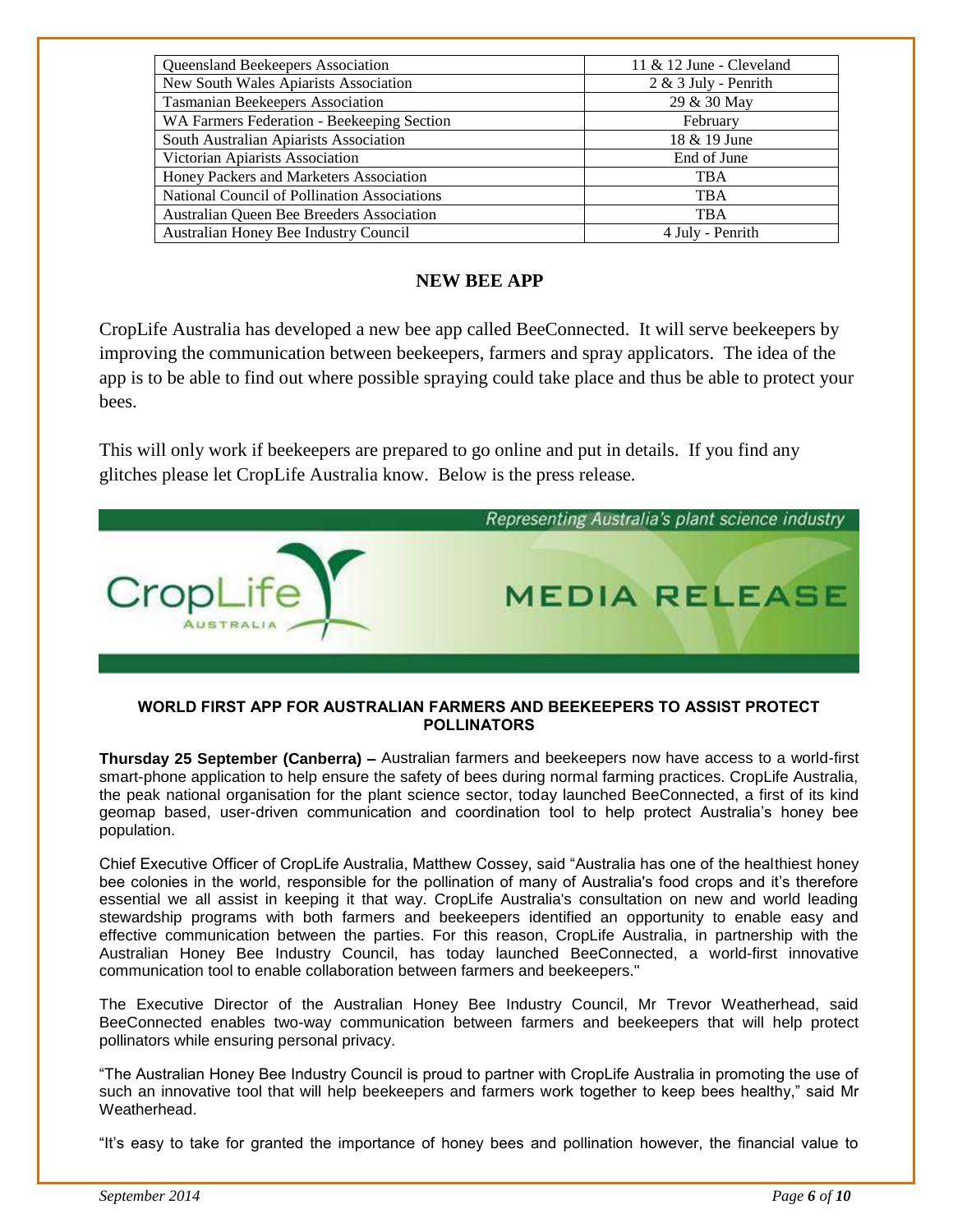| Queensland Beekeepers Association | 11 & 12 June - Cleveland |
|---|---|
| New South Wales Apiarists Association | 2 & 3 July - Penrith |
| Tasmanian Beekeepers Association | 29 & 30 May |
| WA Farmers Federation - Beekeeping Section | February |
| South Australian Apiarists Association | 18 & 19 June |
| Victorian Apiarists Association | End of June |
| Honey Packers and Marketers Association | TBA |
| National Council of Pollination Associations | TBA |
| Australian Queen Bee Breeders Association | TBA |
| Australian Honey Bee Industry Council | 4 July - Penrith |

## NEW BEE APP

CropLife Australia has developed a new bee app called BeeConnected. It will serve beekeepers by improving the communication between beekeepers, farmers and spray applicators. The idea of the app is to be able to find out where possible spraying could take place and thus be able to protect your bees.

This will only work if beekeepers are prepared to go online and put in details. If you find any glitches please let CropLife Australia know. Below is the press release.

Representing Australia's plant science industry

CropLife AUSTRALIA

MEDIA RELEASE

### WORLD FIRST APP FOR AUSTRALIAN FARMERS AND BEEKEEPERS TO ASSIST PROTECT POLLINATORS

**Thursday 25 September (Canberra) –** Australian farmers and beekeepers now have access to a world-first smart-phone application to help ensure the safety of bees during normal farming practices. CropLife Australia, the peak national organisation for the plant science sector, today launched BeeConnected, a first of its kind geomap based, user-driven communication and coordination tool to help protect Australia's honey bee population.

Chief Executive Officer of CropLife Australia, Matthew Cossey, said "Australia has one of the healthiest honey bee colonies in the world, responsible for the pollination of many of Australia's food crops and it's therefore essential we all assist in keeping it that way. CropLife Australia's consultation on new and world leading stewardship programs with both farmers and beekeepers identified an opportunity to enable easy and effective communication between the parties. For this reason, CropLife Australia, in partnership with the Australian Honey Bee Industry Council, has today launched BeeConnected, a world-first innovative communication tool to enable collaboration between farmers and beekeepers."

The Executive Director of the Australian Honey Bee Industry Council, Mr Trevor Weatherhead, said BeeConnected enables two-way communication between farmers and beekeepers that will help protect pollinators while ensuring personal privacy.

"The Australian Honey Bee Industry Council is proud to partner with CropLife Australia in promoting the use of such an innovative tool that will help beekeepers and farmers work together to keep bees healthy," said Mr Weatherhead.

"It's easy to take for granted the importance of honey bees and pollination however, the financial value to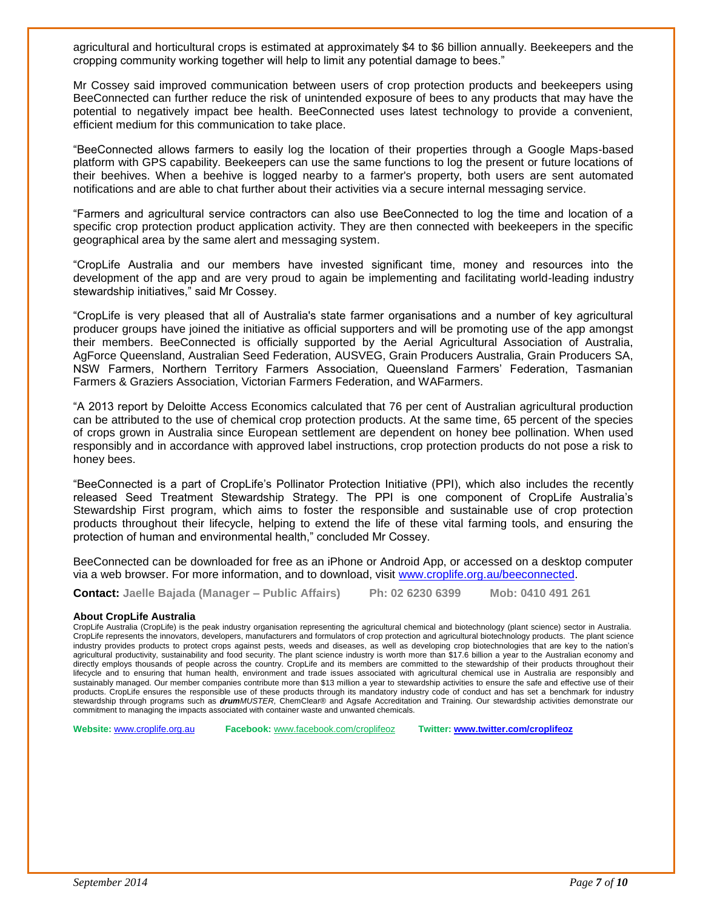agricultural and horticultural crops is estimated at approximately $4 to $6 billion annually. Beekeepers and the cropping community working together will help to limit any potential damage to bees."

Mr Cossey said improved communication between users of crop protection products and beekeepers using BeeConnected can further reduce the risk of unintended exposure of bees to any products that may have the potential to negatively impact bee health. BeeConnected uses latest technology to provide a convenient, efficient medium for this communication to take place.

"BeeConnected allows farmers to easily log the location of their properties through a Google Maps-based platform with GPS capability. Beekeepers can use the same functions to log the present or future locations of their beehives. When a beehive is logged nearby to a farmer's property, both users are sent automated notifications and are able to chat further about their activities via a secure internal messaging service.

"Farmers and agricultural service contractors can also use BeeConnected to log the time and location of a specific crop protection product application activity. They are then connected with beekeepers in the specific geographical area by the same alert and messaging system.

"CropLife Australia and our members have invested significant time, money and resources into the development of the app and are very proud to again be implementing and facilitating world-leading industry stewardship initiatives," said Mr Cossey.

"CropLife is very pleased that all of Australia's state farmer organisations and a number of key agricultural producer groups have joined the initiative as official supporters and will be promoting use of the app amongst their members. BeeConnected is officially supported by the Aerial Agricultural Association of Australia, AgForce Queensland, Australian Seed Federation, AUSVEG, Grain Producers Australia, Grain Producers SA, NSW Farmers, Northern Territory Farmers Association, Queensland Farmers' Federation, Tasmanian Farmers & Graziers Association, Victorian Farmers Federation, and WAFarmers.

"A 2013 report by Deloitte Access Economics calculated that 76 per cent of Australian agricultural production can be attributed to the use of chemical crop protection products. At the same time, 65 percent of the species of crops grown in Australia since European settlement are dependent on honey bee pollination. When used responsibly and in accordance with approved label instructions, crop protection products do not pose a risk to honey bees.

"BeeConnected is a part of CropLife's Pollinator Protection Initiative (PPI), which also includes the recently released Seed Treatment Stewardship Strategy. The PPI is one component of CropLife Australia's Stewardship First program, which aims to foster the responsible and sustainable use of crop protection products throughout their lifecycle, helping to extend the life of these vital farming tools, and ensuring the protection of human and environmental health," concluded Mr Cossey.

BeeConnected can be downloaded for free as an iPhone or Android App, or accessed on a desktop computer via a web browser. For more information, and to download, visit [www.croplife.org.au/beeconnected](www.croplife.org.au/beeconnected).

**Contact:** **Jaelle Bajada (Manager – Public Affairs)** **Ph: 02 6230 6399** **Mob: 0410 491 261**

**About CropLife Australia**

CropLife Australia (CropLife) is the peak industry organisation representing the agricultural chemical and biotechnology (plant science) sector in Australia. CropLife represents the innovators, developers, manufacturers and formulators of crop protection and agricultural biotechnology products. The plant science industry provides products to protect crops against pests, weeds and diseases, as well as developing crop biotechnologies that are key to the nation's agricultural productivity, sustainability and food security. The plant science industry is worth more than $17.6 billion a year to the Australian economy and directly employs thousands of people across the country. CropLife and its members are committed to the stewardship of their products throughout their lifecycle and to ensuring that human health, environment and trade issues associated with agricultural chemical use in Australia are responsibly and sustainably managed. Our member companies contribute more than $13 million a year to stewardship activities to ensure the safe and effective use of their products. CropLife ensures the responsible use of these products through its mandatory industry code of conduct and has set a benchmark for industry stewardship through programs such as ***drum****MUSTER*, ChemClear® and Agsafe Accreditation and Training. Our stewardship activities demonstrate our commitment to managing the impacts associated with container waste and unwanted chemicals.

**Website:** [www.croplife.org.au](www.croplife.org.au) **Facebook:** [www.facebook.com/croplifeoz](www.facebook.com/croplifeoz) **Twitter:** [**www.twitter.com/croplifeoz**](www.twitter.com/croplifeoz)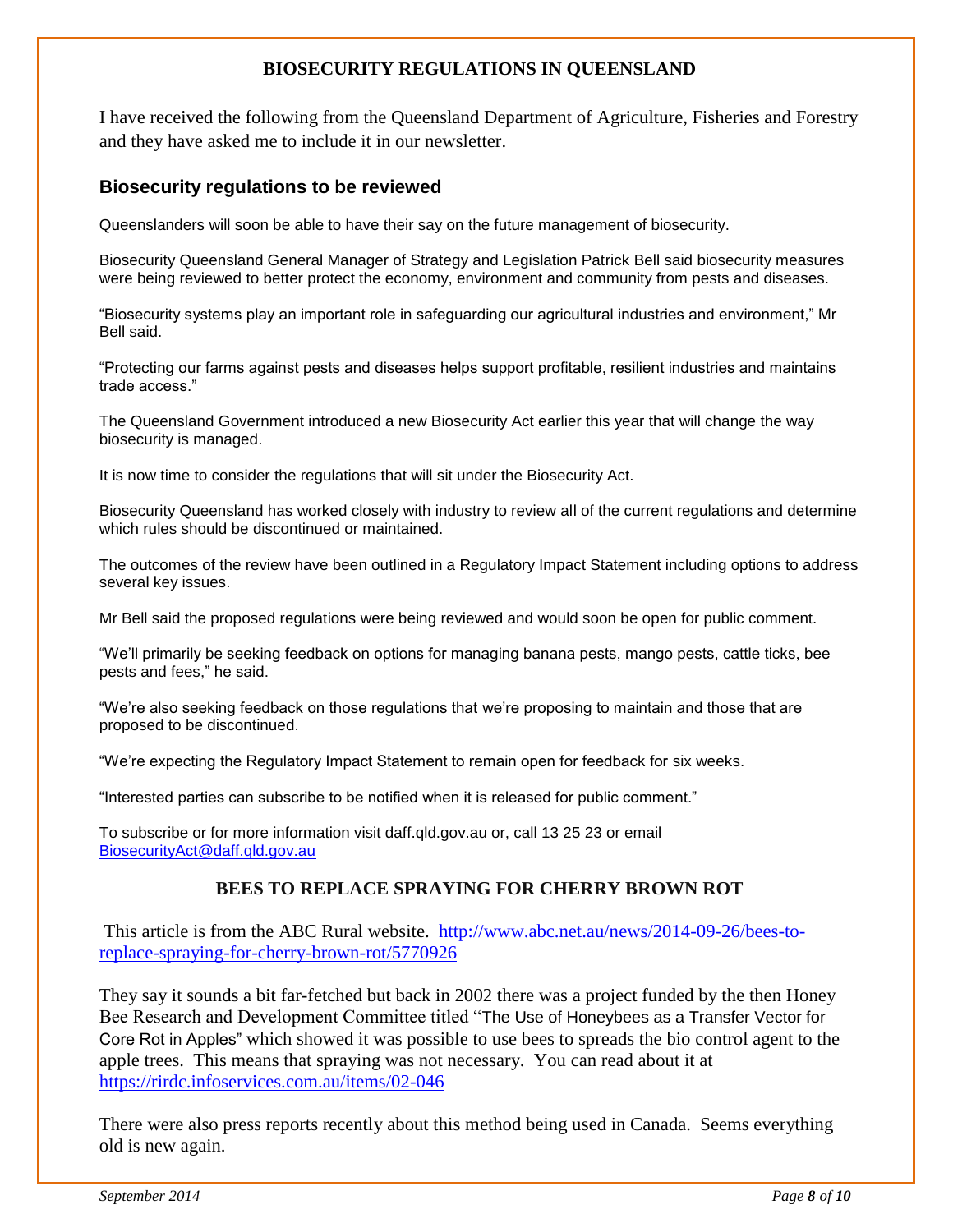## BIOSECURITY REGULATIONS IN QUEENSLAND

I have received the following from the Queensland Department of Agriculture, Fisheries and Forestry and they have asked me to include it in our newsletter.

### Biosecurity regulations to be reviewed

Queenslanders will soon be able to have their say on the future management of biosecurity.

Biosecurity Queensland General Manager of Strategy and Legislation Patrick Bell said biosecurity measures were being reviewed to better protect the economy, environment and community from pests and diseases.

"Biosecurity systems play an important role in safeguarding our agricultural industries and environment," Mr Bell said.

"Protecting our farms against pests and diseases helps support profitable, resilient industries and maintains trade access."

The Queensland Government introduced a new Biosecurity Act earlier this year that will change the way biosecurity is managed.

It is now time to consider the regulations that will sit under the Biosecurity Act.

Biosecurity Queensland has worked closely with industry to review all of the current regulations and determine which rules should be discontinued or maintained.

The outcomes of the review have been outlined in a Regulatory Impact Statement including options to address several key issues.

Mr Bell said the proposed regulations were being reviewed and would soon be open for public comment.

"We'll primarily be seeking feedback on options for managing banana pests, mango pests, cattle ticks, bee pests and fees," he said.

"We're also seeking feedback on those regulations that we're proposing to maintain and those that are proposed to be discontinued.

"We're expecting the Regulatory Impact Statement to remain open for feedback for six weeks.

"Interested parties can subscribe to be notified when it is released for public comment."

To subscribe or for more information visit daff.qld.gov.au or, call 13 25 23 or email BiosecurityAct@daff.qld.gov.au

## BEES TO REPLACE SPRAYING FOR CHERRY BROWN ROT

This article is from the ABC Rural website. http://www.abc.net.au/news/2014-09-26/bees-to-replace-spraying-for-cherry-brown-rot/5770926

They say it sounds a bit far-fetched but back in 2002 there was a project funded by the then Honey Bee Research and Development Committee titled "The Use of Honeybees as a Transfer Vector for Core Rot in Apples" which showed it was possible to use bees to spreads the bio control agent to the apple trees. This means that spraying was not necessary. You can read about it at https://rirdc.infoservices.com.au/items/02-046

There were also press reports recently about this method being used in Canada. Seems everything old is new again.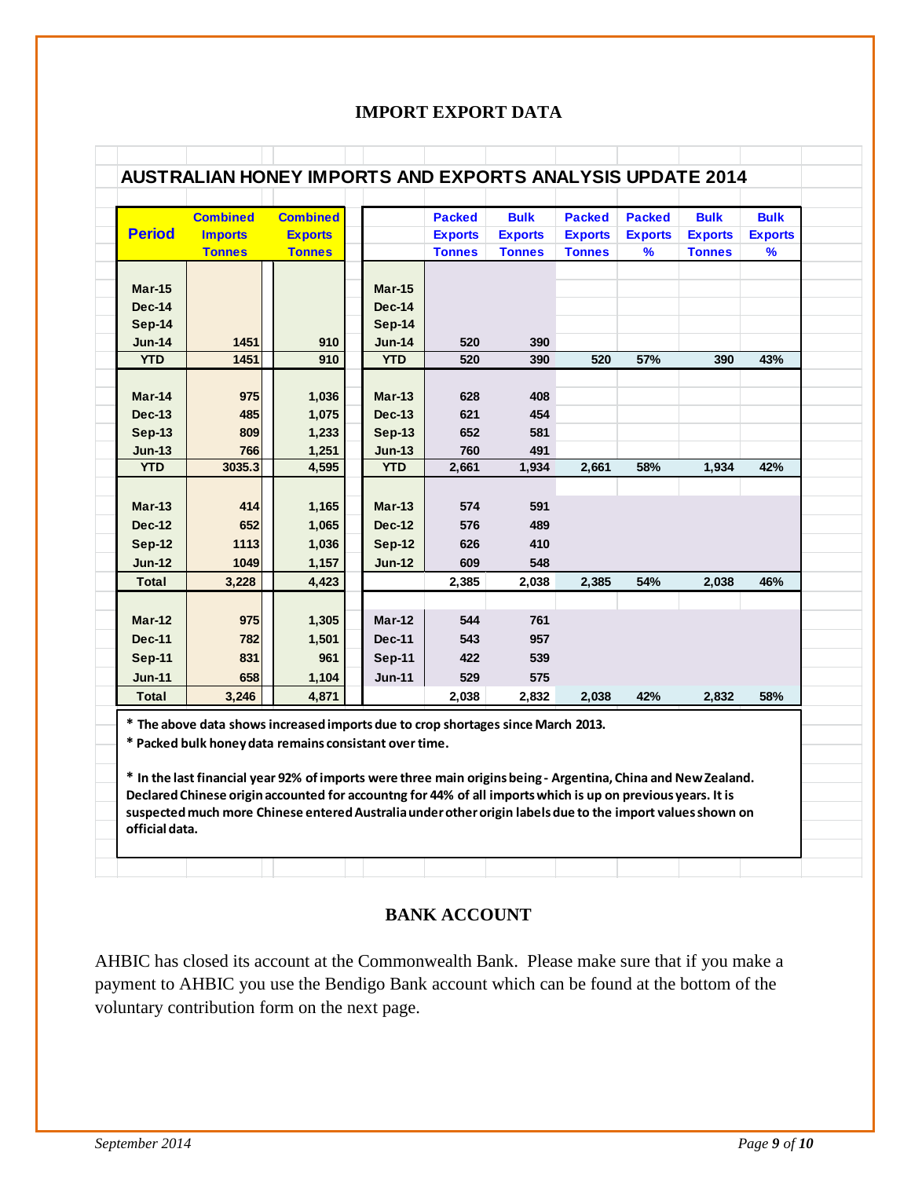## IMPORT EXPORT DATA

### AUSTRALIAN HONEY IMPORTS AND EXPORTS ANALYSIS UPDATE 2014

| Period | Combined Imports Tonnes | Combined Exports Tonnes | | Packed Exports Tonnes | Bulk Exports Tonnes | Packed Exports Tonnes | Packed Exports % | Bulk Exports Tonnes | Bulk Exports % |
|---|---|---|---|---|---|---|---|---|---|
| Mar-15 | | | Mar-15 | | | | | | |
| Dec-14 | | | Dec-14 | | | | | | |
| Sep-14 | | | Sep-14 | | | | | | |
| Jun-14 | 1451 | 910 | Jun-14 | 520 | 390 | | | | |
| YTD | 1451 | 910 | YTD | 520 | 390 | 520 | 57% | 390 | 43% |
| Mar-14 | 975 | 1,036 | Mar-13 | 628 | 408 | | | | |
| Dec-13 | 485 | 1,075 | Dec-13 | 621 | 454 | | | | |
| Sep-13 | 809 | 1,233 | Sep-13 | 652 | 581 | | | | |
| Jun-13 | 766 | 1,251 | Jun-13 | 760 | 491 | | | | |
| YTD | 3035.3 | 4,595 | YTD | 2,661 | 1,934 | 2,661 | 58% | 1,934 | 42% |
| Mar-13 | 414 | 1,165 | Mar-13 | 574 | 591 | | | | |
| Dec-12 | 652 | 1,065 | Dec-12 | 576 | 489 | | | | |
| Sep-12 | 1113 | 1,036 | Sep-12 | 626 | 410 | | | | |
| Jun-12 | 1049 | 1,157 | Jun-12 | 609 | 548 | | | | |
| Total | 3,228 | 4,423 | | 2,385 | 2,038 | 2,385 | 54% | 2,038 | 46% |
| Mar-12 | 975 | 1,305 | Mar-12 | 544 | 761 | | | | |
| Dec-11 | 782 | 1,501 | Dec-11 | 543 | 957 | | | | |
| Sep-11 | 831 | 961 | Sep-11 | 422 | 539 | | | | |
| Jun-11 | 658 | 1,104 | Jun-11 | 529 | 575 | | | | |
| Total | 3,246 | 4,871 | | 2,038 | 2,832 | 2,038 | 42% | 2,832 | 58% |

**\* The above data shows increased imports due to crop shortages since March 2013.**
**\* Packed bulk honey data remains consistant over time.**

**\* In the last financial year 92% of imports were three main origins being - Argentina, China and New Zealand. Declared Chinese origin accounted for accountng for 44% of all imports which is up on previous years. It is suspected much more Chinese entered Australia under other origin labels due to the import values shown on official data.**

## BANK ACCOUNT

AHBIC has closed its account at the Commonwealth Bank. Please make sure that if you make a payment to AHBIC you use the Bendigo Bank account which can be found at the bottom of the voluntary contribution form on the next page.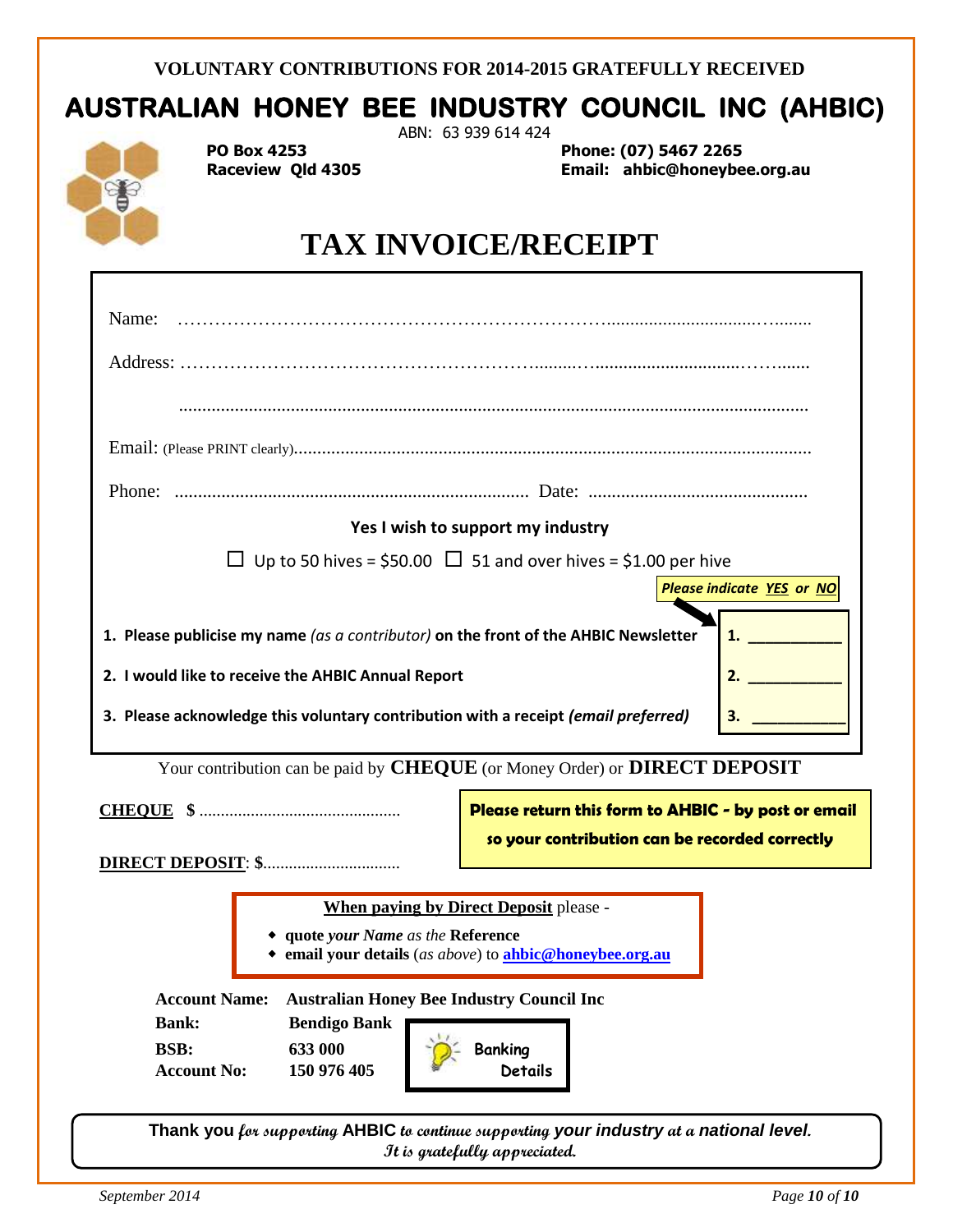**VOLUNTARY CONTRIBUTIONS FOR 2014-2015 GRATEFULLY RECEIVED**

# AUSTRALIAN HONEY BEE INDUSTRY COUNCIL INC (AHBIC)

ABN: 63 939 614 424

**PO Box 4253**
**Raceview Qld 4305**

**Phone: (07) 5467 2265**
**Email: ahbic@honeybee.org.au**

# TAX INVOICE/RECEIPT

Name: ..............................................................................................................

Address: ..............................................................................................................

..............................................................................................................

Email: (Please PRINT clearly)..............................................................................................................

Phone: .......................................................................... Date: ..............................................

**Yes I wish to support my industry**

☐ Up to 50 hives = $50.00 ☐ 51 and over hives = $1.00 per hive

***Please indicate YES or NO***

1. **Please publicise my name** *(as a contributor)* **on the front of the AHBIC Newsletter** — **1.** ____________
2. **I would like to receive the AHBIC Annual Report** — **2.** ____________
3. **Please acknowledge this voluntary contribution with a receipt *(email preferred)*** — **3.** ____________

Your contribution can be paid by **CHEQUE** (or Money Order) or **DIRECT DEPOSIT**

**CHEQUE $** ..............................................

**DIRECT DEPOSIT: $**...............................

**Please return this form to AHBIC - by post or email so your contribution can be recorded correctly**

**When paying by Direct Deposit** please -

- **quote** ***your Name*** *as the* **Reference**
- **email your details** (*as above*) to **ahbic@honeybee.org.au**

| | |
|---|---|
| **Account Name:** | **Australian Honey Bee Industry Council Inc** |
| **Bank:** | **Bendigo Bank** |
| **BSB:** | **633 000** |
| **Account No:** | **150 976 405** |

Banking Details

**Thank you** ***for supporting*** **AHBIC** ***to continue supporting*** ***your industry*** ***at a*** ***national level.*** *It is gratefully appreciated.*

*September 2014*